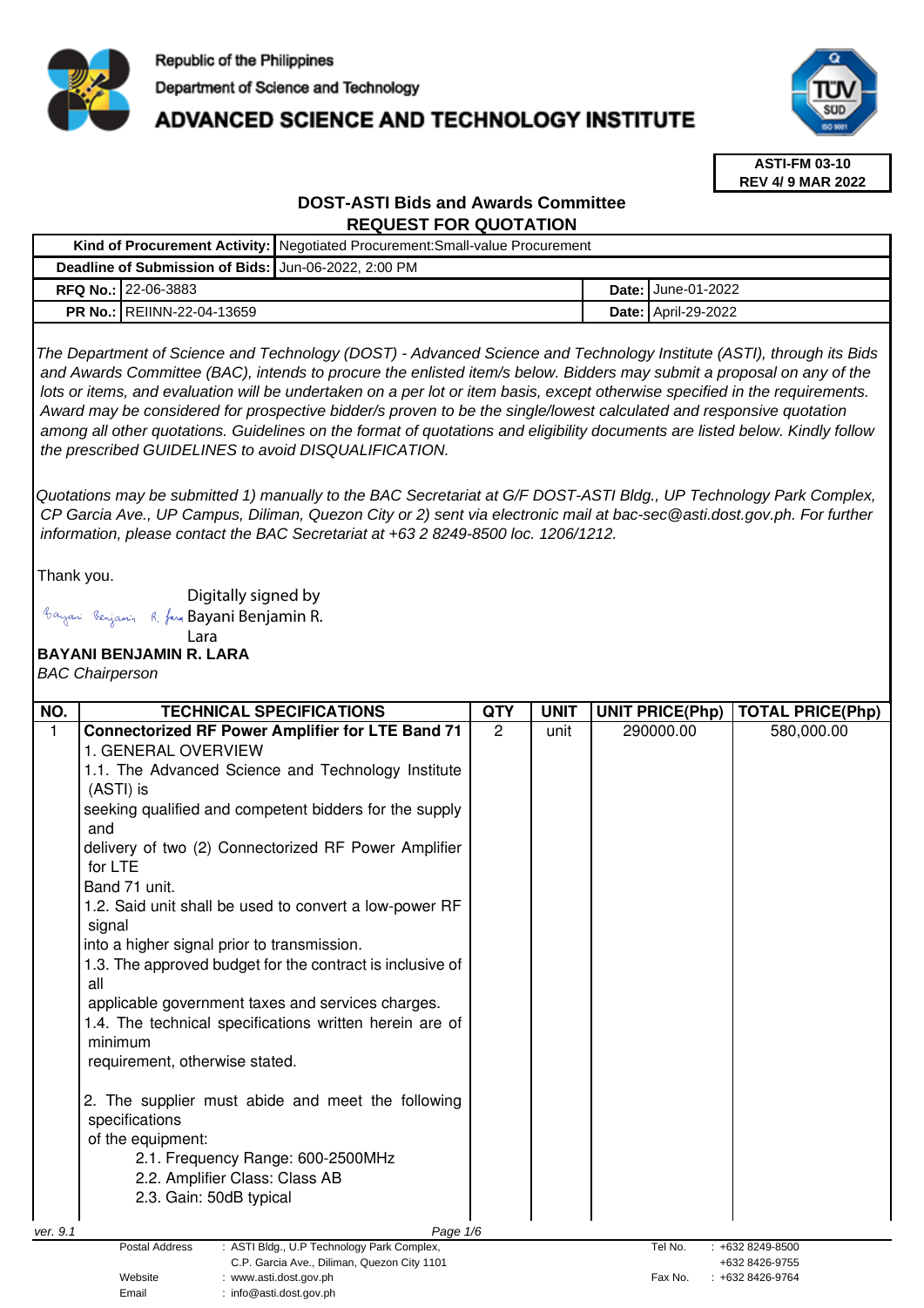Republic of the Philippines

Department of Science and Technology

# ADVANCED SCIENCE AND TECHNOLOGY INSTITUTE

**ASTI-FM 03-10**
**REV 4/ 9 MAR 2022**

## DOST-ASTI Bids and Awards Committee
## REQUEST FOR QUOTATION

| **Kind of Procurement Activity:** | Negotiated Procurement:Small-value Procurement | | |
|---|---|---|---|
| **Deadline of Submission of Bids:** | Jun-06-2022, 2:00 PM | | |
| **RFQ No.:** | 22-06-3883 | **Date:** | June-01-2022 |
| **PR No.:** | REIINN-22-04-13659 | **Date:** | April-29-2022 |

*The Department of Science and Technology (DOST) - Advanced Science and Technology Institute (ASTI), through its Bids and Awards Committee (BAC), intends to procure the enlisted item/s below. Bidders may submit a proposal on any of the lots or items, and evaluation will be undertaken on a per lot or item basis, except otherwise specified in the requirements. Award may be considered for prospective bidder/s proven to be the single/lowest calculated and responsive quotation among all other quotations. Guidelines on the format of quotations and eligibility documents are listed below. Kindly follow the prescribed GUIDELINES to avoid DISQUALIFICATION.*

*Quotations may be submitted 1) manually to the BAC Secretariat at G/F DOST-ASTI Bldg., UP Technology Park Complex, CP Garcia Ave., UP Campus, Diliman, Quezon City or 2) sent via electronic mail at bac-sec@asti.dost.gov.ph. For further information, please contact the BAC Secretariat at +63 2 8249-8500 loc. 1206/1212.*

Thank you.

Digitally signed by Bayani Benjamin R. Lara

**BAYANI BENJAMIN R. LARA**
*BAC Chairperson*

| NO. | TECHNICAL SPECIFICATIONS | QTY | UNIT | UNIT PRICE(Php) | TOTAL PRICE(Php) |
|---|---|---|---|---|---|
| 1 | **Connectorized RF Power Amplifier for LTE Band 71**<br>1. GENERAL OVERVIEW<br>1.1. The Advanced Science and Technology Institute (ASTI) is seeking qualified and competent bidders for the supply and delivery of two (2) Connectorized RF Power Amplifier for LTE Band 71 unit.<br>1.2. Said unit shall be used to convert a low-power RF signal into a higher signal prior to transmission.<br>1.3. The approved budget for the contract is inclusive of all applicable government taxes and services charges.<br>1.4. The technical specifications written herein are of minimum requirement, otherwise stated.<br><br>2. The supplier must abide and meet the following specifications of the equipment:<br>2.1. Frequency Range: 600-2500MHz<br>2.2. Amplifier Class: Class AB<br>2.3. Gain: 50dB typical | 2 | unit | 290000.00 | 580,000.00 |

ver. 9.1

Postal Address : ASTI Bldg., U.P Technology Park Complex, C.P. Garcia Ave., Diliman, Quezon City 1101
Website : www.asti.dost.gov.ph
Email : info@asti.dost.gov.ph
Tel No. : +632 8249-8500, +632 8426-9755
Fax No. : +632 8426-9764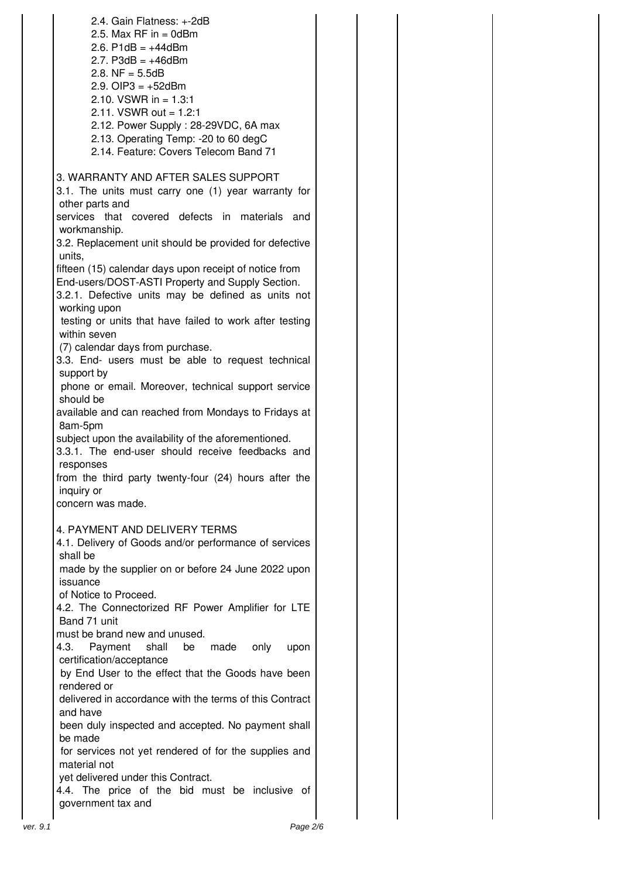2.4. Gain Flatness: +-2dB
2.5. Max RF in = 0dBm
2.6. P1dB = +44dBm
2.7. P3dB = +46dBm
2.8. NF = 5.5dB
2.9. OIP3 = +52dBm
2.10. VSWR in = 1.3:1
2.11. VSWR out = 1.2:1
2.12. Power Supply : 28-29VDC, 6A max
2.13. Operating Temp: -20 to 60 degC
2.14. Feature: Covers Telecom Band 71

3. WARRANTY AND AFTER SALES SUPPORT
3.1. The units must carry one (1) year warranty for other parts and services that covered defects in materials and workmanship.
3.2. Replacement unit should be provided for defective units, fifteen (15) calendar days upon receipt of notice from End-users/DOST-ASTI Property and Supply Section.
3.2.1. Defective units may be defined as units not working upon testing or units that have failed to work after testing within seven (7) calendar days from purchase.
3.3. End- users must be able to request technical support by phone or email. Moreover, technical support service should be available and can reached from Mondays to Fridays at 8am-5pm subject upon the availability of the aforementioned.
3.3.1. The end-user should receive feedbacks and responses from the third party twenty-four (24) hours after the inquiry or concern was made.

4. PAYMENT AND DELIVERY TERMS
4.1. Delivery of Goods and/or performance of services shall be made by the supplier on or before 24 June 2022 upon issuance of Notice to Proceed.
4.2. The Connectorized RF Power Amplifier for LTE Band 71 unit must be brand new and unused.
4.3. Payment shall be made only upon certification/acceptance by End User to the effect that the Goods have been rendered or delivered in accordance with the terms of this Contract and have been duly inspected and accepted. No payment shall be made for services not yet rendered of for the supplies and material not yet delivered under this Contract.
4.4. The price of the bid must be inclusive of government tax and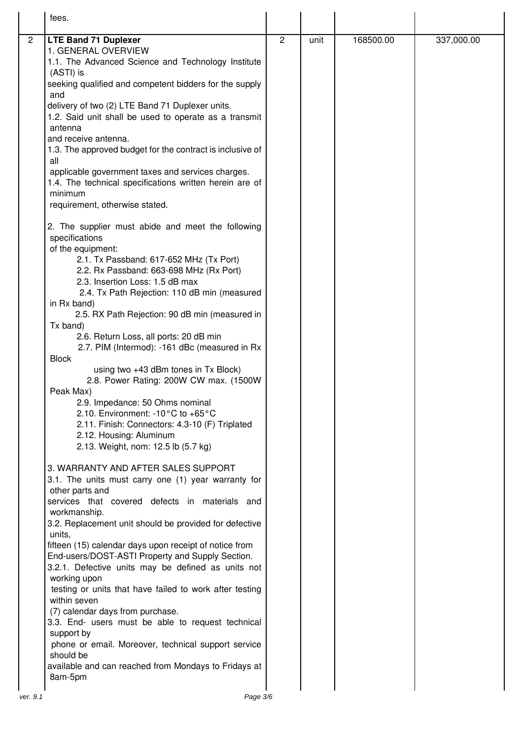| | fees. | | | | |
|---|---|---|---|---|---|
| 2 | **LTE Band 71 Duplexer**<br>1. GENERAL OVERVIEW<br>1.1. The Advanced Science and Technology Institute (ASTI) is seeking qualified and competent bidders for the supply and delivery of two (2) LTE Band 71 Duplexer units.<br>1.2. Said unit shall be used to operate as a transmit antenna and receive antenna.<br>1.3. The approved budget for the contract is inclusive of all applicable government taxes and services charges.<br>1.4. The technical specifications written herein are of minimum requirement, otherwise stated.<br><br>2. The supplier must abide and meet the following specifications of the equipment:<br>2.1. Tx Passband: 617-652 MHz (Tx Port)<br>2.2. Rx Passband: 663-698 MHz (Rx Port)<br>2.3. Insertion Loss: 1.5 dB max<br>2.4. Tx Path Rejection: 110 dB min (measured in Rx band)<br>2.5. RX Path Rejection: 90 dB min (measured in Tx band)<br>2.6. Return Loss, all ports: 20 dB min<br>2.7. PIM (Intermod): -161 dBc (measured in Rx Block using two +43 dBm tones in Tx Block)<br>2.8. Power Rating: 200W CW max. (1500W Peak Max)<br>2.9. Impedance: 50 Ohms nominal<br>2.10. Environment: -10°C to +65°C<br>2.11. Finish: Connectors: 4.3-10 (F) Triplated<br>2.12. Housing: Aluminum<br>2.13. Weight, nom: 12.5 lb (5.7 kg)<br><br>3. WARRANTY AND AFTER SALES SUPPORT<br>3.1. The units must carry one (1) year warranty for other parts and services that covered defects in materials and workmanship.<br>3.2. Replacement unit should be provided for defective units, fifteen (15) calendar days upon receipt of notice from End-users/DOST-ASTI Property and Supply Section.<br>3.2.1. Defective units may be defined as units not working upon testing or units that have failed to work after testing within seven (7) calendar days from purchase.<br>3.3. End- users must be able to request technical support by phone or email. Moreover, technical support service should be available and can reached from Mondays to Fridays at 8am-5pm | 2 | unit | 168500.00 | 337,000.00 |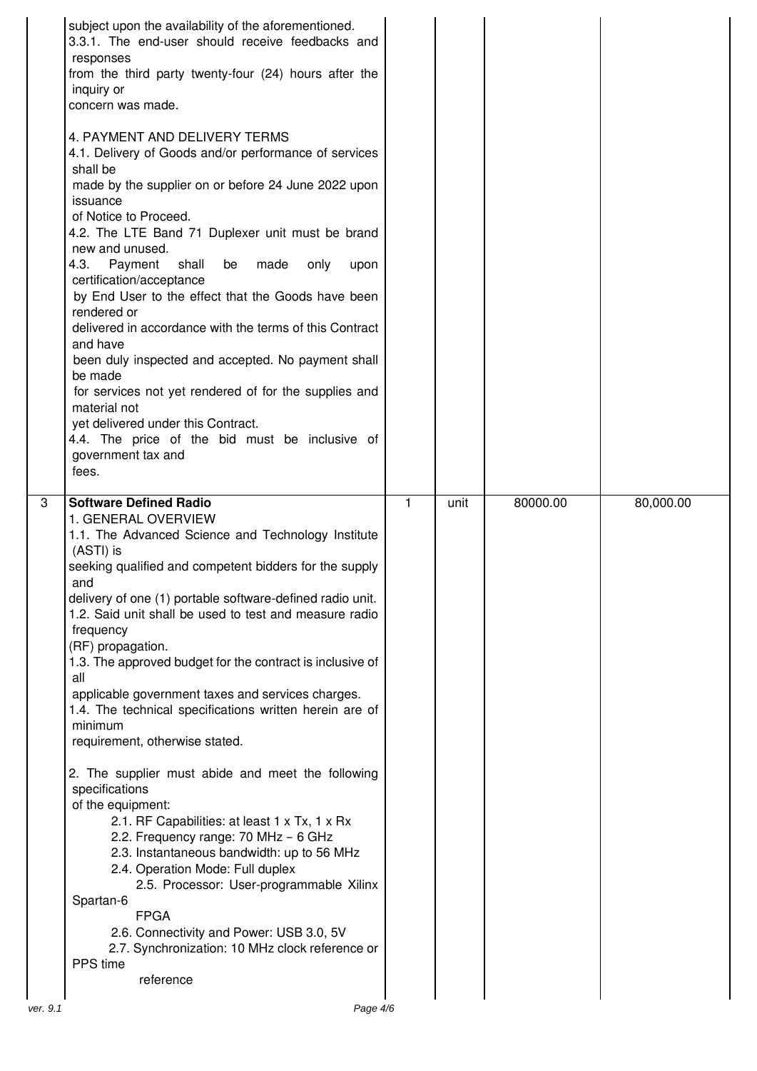| | | | | | |
|---|---|---|---|---|---|
| | subject upon the availability of the aforementioned.<br>3.3.1. The end-user should receive feedbacks and responses from the third party twenty-four (24) hours after the inquiry or concern was made.<br><br>4. PAYMENT AND DELIVERY TERMS<br>4.1. Delivery of Goods and/or performance of services shall be made by the supplier on or before 24 June 2022 upon issuance of Notice to Proceed.<br>4.2. The LTE Band 71 Duplexer unit must be brand new and unused.<br>4.3. Payment shall be made only upon certification/acceptance by End User to the effect that the Goods have been rendered or delivered in accordance with the terms of this Contract and have been duly inspected and accepted. No payment shall be made for services not yet rendered of for the supplies and material not yet delivered under this Contract.<br>4.4. The price of the bid must be inclusive of government tax and fees. | | | | |
| 3 | **Software Defined Radio**<br>1. GENERAL OVERVIEW<br>1.1. The Advanced Science and Technology Institute (ASTI) is seeking qualified and competent bidders for the supply and delivery of one (1) portable software-defined radio unit.<br>1.2. Said unit shall be used to test and measure radio frequency (RF) propagation.<br>1.3. The approved budget for the contract is inclusive of all applicable government taxes and services charges.<br>1.4. The technical specifications written herein are of minimum requirement, otherwise stated.<br><br>2. The supplier must abide and meet the following specifications of the equipment:<br>2.1. RF Capabilities: at least 1 x Tx, 1 x Rx<br>2.2. Frequency range: 70 MHz – 6 GHz<br>2.3. Instantaneous bandwidth: up to 56 MHz<br>2.4. Operation Mode: Full duplex<br>2.5. Processor: User-programmable Xilinx Spartan-6 FPGA<br>2.6. Connectivity and Power: USB 3.0, 5V<br>2.7. Synchronization: 10 MHz clock reference or PPS time reference | 1 | unit | 80000.00 | 80,000.00 |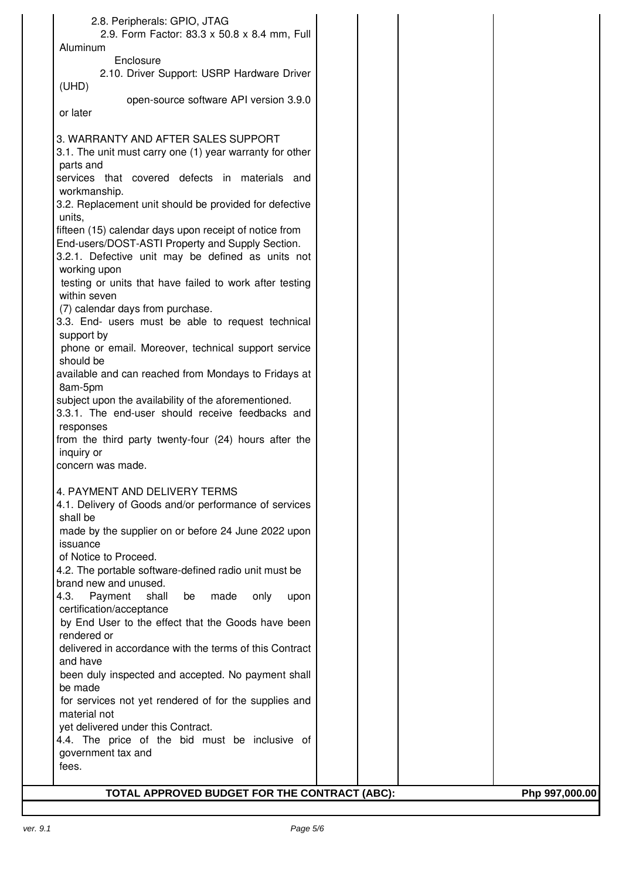| | | | | |
|---|---|---|---|---|
| 2.8. Peripherals: GPIO, JTAG<br>2.9. Form Factor: 83.3 x 50.8 x 8.4 mm, Full Aluminum Enclosure<br>2.10. Driver Support: USRP Hardware Driver (UHD) open-source software API version 3.9.0 or later<br><br>3. WARRANTY AND AFTER SALES SUPPORT<br>3.1. The unit must carry one (1) year warranty for other parts and services that covered defects in materials and workmanship.<br>3.2. Replacement unit should be provided for defective units, fifteen (15) calendar days upon receipt of notice from End-users/DOST-ASTI Property and Supply Section.<br>3.2.1. Defective unit may be defined as units not working upon testing or units that have failed to work after testing within seven (7) calendar days from purchase.<br>3.3. End- users must be able to request technical support by phone or email. Moreover, technical support service should be available and can reached from Mondays to Fridays at 8am-5pm subject upon the availability of the aforementioned.<br>3.3.1. The end-user should receive feedbacks and responses from the third party twenty-four (24) hours after the inquiry or concern was made.<br><br>4. PAYMENT AND DELIVERY TERMS<br>4.1. Delivery of Goods and/or performance of services shall be made by the supplier on or before 24 June 2022 upon issuance of Notice to Proceed.<br>4.2. The portable software-defined radio unit must be brand new and unused.<br>4.3. Payment shall be made only upon certification/acceptance by End User to the effect that the Goods have been rendered or delivered in accordance with the terms of this Contract and have been duly inspected and accepted. No payment shall be made for services not yet rendered of for the supplies and material not yet delivered under this Contract.<br>4.4. The price of the bid must be inclusive of government tax and fees. | | | | |
| **TOTAL APPROVED BUDGET FOR THE CONTRACT (ABC):** | | | | **Php 997,000.00** |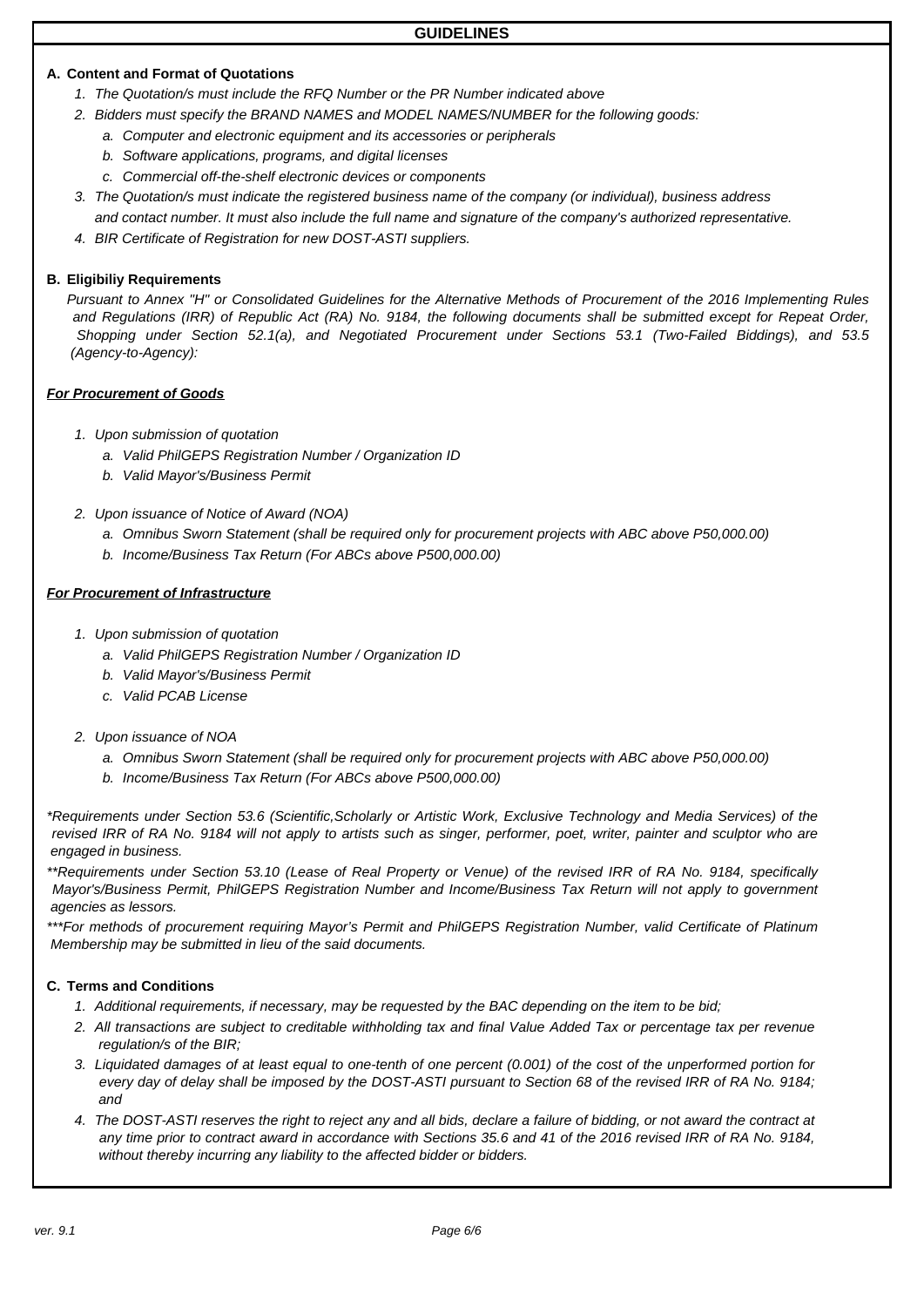## GUIDELINES

**A. Content and Format of Quotations**

1. *The Quotation/s must include the RFQ Number or the PR Number indicated above*
2. *Bidders must specify the BRAND NAMES and MODEL NAMES/NUMBER for the following goods:*
   a. *Computer and electronic equipment and its accessories or peripherals*
   b. *Software applications, programs, and digital licenses*
   c. *Commercial off-the-shelf electronic devices or components*
3. *The Quotation/s must indicate the registered business name of the company (or individual), business address and contact number. It must also include the full name and signature of the company's authorized representative.*
4. *BIR Certificate of Registration for new DOST-ASTI suppliers.*

**B. Eligibiliy Requirements**

*Pursuant to Annex "H" or Consolidated Guidelines for the Alternative Methods of Procurement of the 2016 Implementing Rules and Regulations (IRR) of Republic Act (RA) No. 9184, the following documents shall be submitted except for Repeat Order, Shopping under Section 52.1(a), and Negotiated Procurement under Sections 53.1 (Two-Failed Biddings), and 53.5 (Agency-to-Agency):*

***For Procurement of Goods***

1. *Upon submission of quotation*
   a. *Valid PhilGEPS Registration Number / Organization ID*
   b. *Valid Mayor's/Business Permit*
2. *Upon issuance of Notice of Award (NOA)*
   a. *Omnibus Sworn Statement (shall be required only for procurement projects with ABC above P50,000.00)*
   b. *Income/Business Tax Return (For ABCs above P500,000.00)*

***For Procurement of Infrastructure***

1. *Upon submission of quotation*
   a. *Valid PhilGEPS Registration Number / Organization ID*
   b. *Valid Mayor's/Business Permit*
   c. *Valid PCAB License*
2. *Upon issuance of NOA*
   a. *Omnibus Sworn Statement (shall be required only for procurement projects with ABC above P50,000.00)*
   b. *Income/Business Tax Return (For ABCs above P500,000.00)*

*\*Requirements under Section 53.6 (Scientific,Scholarly or Artistic Work, Exclusive Technology and Media Services) of the revised IRR of RA No. 9184 will not apply to artists such as singer, performer, poet, writer, painter and sculptor who are engaged in business.*

*\*\*Requirements under Section 53.10 (Lease of Real Property or Venue) of the revised IRR of RA No. 9184, specifically Mayor's/Business Permit, PhilGEPS Registration Number and Income/Business Tax Return will not apply to government agencies as lessors.*

*\*\*\*For methods of procurement requiring Mayor's Permit and PhilGEPS Registration Number, valid Certificate of Platinum Membership may be submitted in lieu of the said documents.*

**C. Terms and Conditions**

1. *Additional requirements, if necessary, may be requested by the BAC depending on the item to be bid;*
2. *All transactions are subject to creditable withholding tax and final Value Added Tax or percentage tax per revenue regulation/s of the BIR;*
3. *Liquidated damages of at least equal to one-tenth of one percent (0.001) of the cost of the unperformed portion for every day of delay shall be imposed by the DOST-ASTI pursuant to Section 68 of the revised IRR of RA No. 9184; and*
4. *The DOST-ASTI reserves the right to reject any and all bids, declare a failure of bidding, or not award the contract at any time prior to contract award in accordance with Sections 35.6 and 41 of the 2016 revised IRR of RA No. 9184, without thereby incurring any liability to the affected bidder or bidders.*

*ver. 9.1*